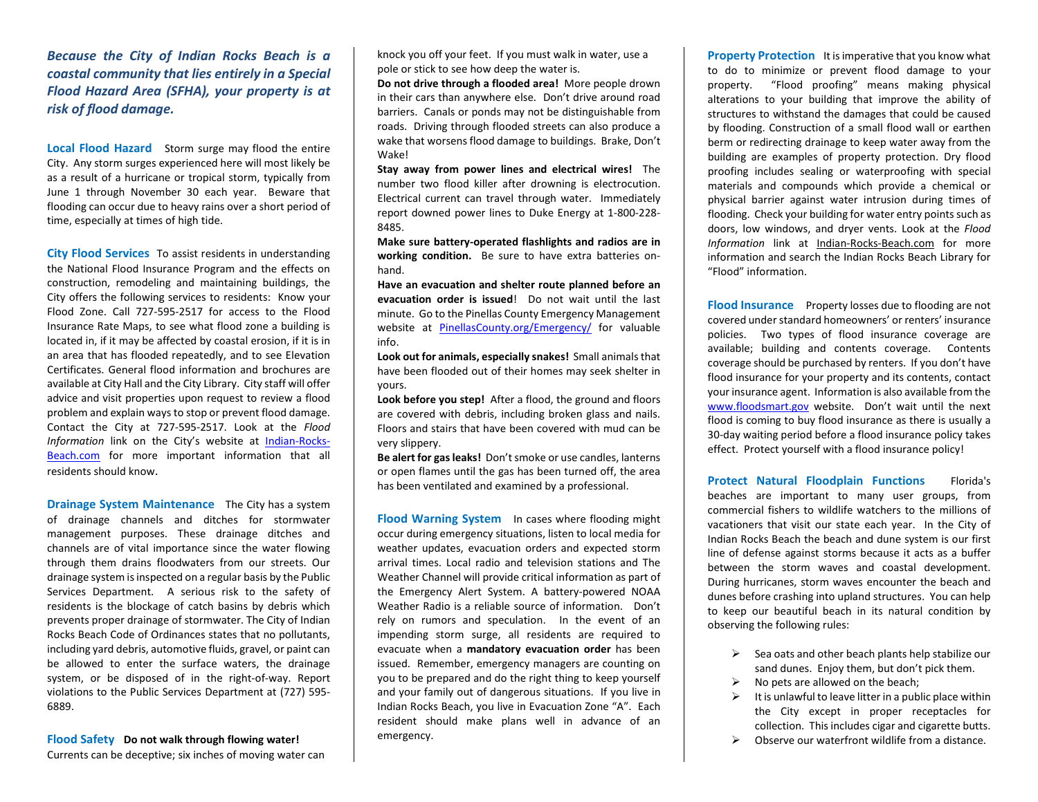***Because the City of Indian Rocks Beach is a coastal community that lies entirely in a Special Flood Hazard Area (SFHA), your property is at risk of flood damage.***

**Local Flood Hazard** Storm surge may flood the entire City. Any storm surges experienced here will most likely be as a result of a hurricane or tropical storm, typically from June 1 through November 30 each year. Beware that flooding can occur due to heavy rains over a short period of time, especially at times of high tide.

**City Flood Services** To assist residents in understanding the National Flood Insurance Program and the effects on construction, remodeling and maintaining buildings, the City offers the following services to residents: Know your Flood Zone. Call 727-595-2517 for access to the Flood Insurance Rate Maps, to see what flood zone a building is located in, if it may be affected by coastal erosion, if it is in an area that has flooded repeatedly, and to see Elevation Certificates. General flood information and brochures are available at City Hall and the City Library. City staff will offer advice and visit properties upon request to review a flood problem and explain ways to stop or prevent flood damage. Contact the City at 727-595-2517. Look at the *Flood Information* link on the City's website at Indian-Rocks-Beach.com for more important information that all residents should know.

**Drainage System Maintenance** The City has a system of drainage channels and ditches for stormwater management purposes. These drainage ditches and channels are of vital importance since the water flowing through them drains floodwaters from our streets. Our drainage system is inspected on a regular basis by the Public Services Department. A serious risk to the safety of residents is the blockage of catch basins by debris which prevents proper drainage of stormwater. The City of Indian Rocks Beach Code of Ordinances states that no pollutants, including yard debris, automotive fluids, gravel, or paint can be allowed to enter the surface waters, the drainage system, or be disposed of in the right-of-way. Report violations to the Public Services Department at (727) 595-6889.

**Flood Safety** **Do not walk through flowing water!** Currents can be deceptive; six inches of moving water can knock you off your feet. If you must walk in water, use a pole or stick to see how deep the water is.

**Do not drive through a flooded area!** More people drown in their cars than anywhere else. Don't drive around road barriers. Canals or ponds may not be distinguishable from roads. Driving through flooded streets can also produce a wake that worsens flood damage to buildings. Brake, Don't Wake!

**Stay away from power lines and electrical wires!** The number two flood killer after drowning is electrocution. Electrical current can travel through water. Immediately report downed power lines to Duke Energy at 1-800-228-8485.

**Make sure battery-operated flashlights and radios are in working condition.** Be sure to have extra batteries on-hand.

**Have an evacuation and shelter route planned before an evacuation order is issued**! Do not wait until the last minute. Go to the Pinellas County Emergency Management website at PinellasCounty.org/Emergency/ for valuable info.

**Look out for animals, especially snakes!** Small animals that have been flooded out of their homes may seek shelter in yours.

**Look before you step!** After a flood, the ground and floors are covered with debris, including broken glass and nails. Floors and stairs that have been covered with mud can be very slippery.

**Be alert for gas leaks!** Don't smoke or use candles, lanterns or open flames until the gas has been turned off, the area has been ventilated and examined by a professional.

**Flood Warning System** In cases where flooding might occur during emergency situations, listen to local media for weather updates, evacuation orders and expected storm arrival times. Local radio and television stations and The Weather Channel will provide critical information as part of the Emergency Alert System. A battery-powered NOAA Weather Radio is a reliable source of information. Don't rely on rumors and speculation. In the event of an impending storm surge, all residents are required to evacuate when a **mandatory evacuation order** has been issued. Remember, emergency managers are counting on you to be prepared and do the right thing to keep yourself and your family out of dangerous situations. If you live in Indian Rocks Beach, you live in Evacuation Zone "A". Each resident should make plans well in advance of an emergency.

**Property Protection** It is imperative that you know what to do to minimize or prevent flood damage to your property. "Flood proofing" means making physical alterations to your building that improve the ability of structures to withstand the damages that could be caused by flooding. Construction of a small flood wall or earthen berm or redirecting drainage to keep water away from the building are examples of property protection. Dry flood proofing includes sealing or waterproofing with special materials and compounds which provide a chemical or physical barrier against water intrusion during times of flooding. Check your building for water entry points such as doors, low windows, and dryer vents. Look at the *Flood Information* link at Indian-Rocks-Beach.com for more information and search the Indian Rocks Beach Library for "Flood" information.

**Flood Insurance** Property losses due to flooding are not covered under standard homeowners' or renters' insurance policies. Two types of flood insurance coverage are available; building and contents coverage. Contents coverage should be purchased by renters. If you don't have flood insurance for your property and its contents, contact your insurance agent. Information is also available from the www.floodsmart.gov website. Don't wait until the next flood is coming to buy flood insurance as there is usually a 30-day waiting period before a flood insurance policy takes effect. Protect yourself with a flood insurance policy!

**Protect Natural Floodplain Functions** Florida's beaches are important to many user groups, from commercial fishers to wildlife watchers to the millions of vacationers that visit our state each year. In the City of Indian Rocks Beach the beach and dune system is our first line of defense against storms because it acts as a buffer between the storm waves and coastal development. During hurricanes, storm waves encounter the beach and dunes before crashing into upland structures. You can help to keep our beautiful beach in its natural condition by observing the following rules:

- Sea oats and other beach plants help stabilize our sand dunes. Enjoy them, but don't pick them.
- No pets are allowed on the beach;
- It is unlawful to leave litter in a public place within the City except in proper receptacles for collection. This includes cigar and cigarette butts.
- Observe our waterfront wildlife from a distance.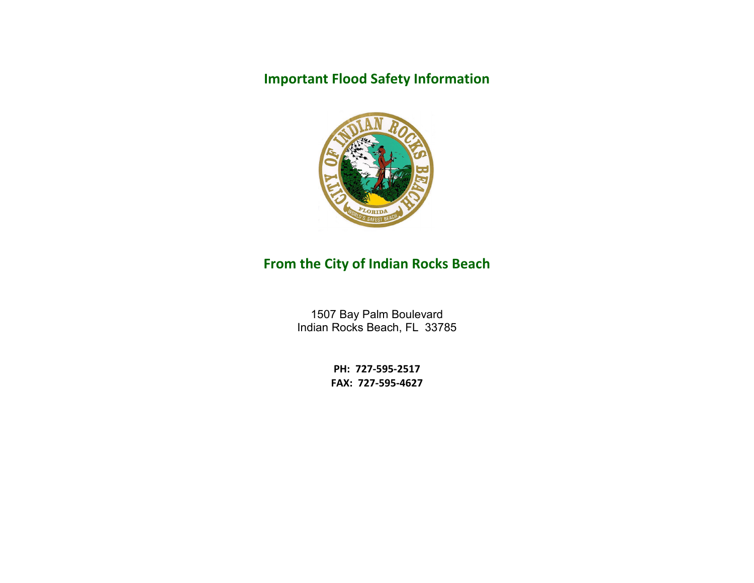## Important Flood Safety Information

## From the City of Indian Rocks Beach

1507 Bay Palm Boulevard
Indian Rocks Beach, FL 33785

**PH: 727-595-2517**
**FAX: 727-595-4627**